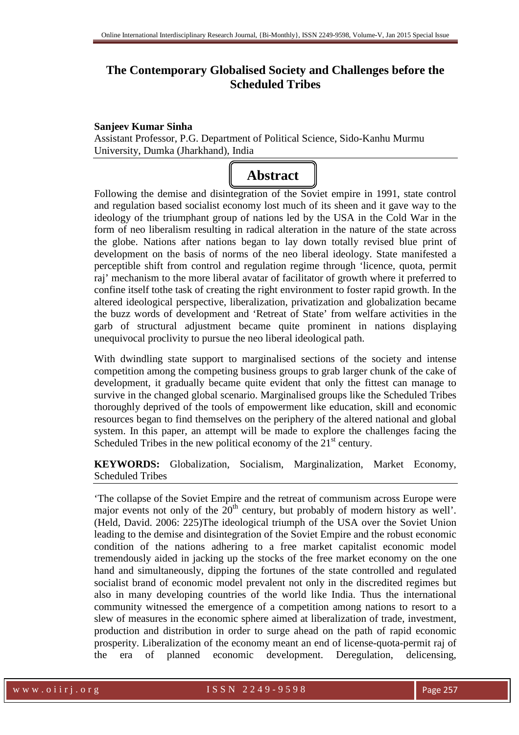# The Contemporary Globalised Society and Challenges before the Scheduled Tribes

**Sanjeev Kumar Sinha**

Assistant Professor, P.G. Department of Political Science, Sido-Kanhu Murmu University, Dumka (Jharkhand), India

## Abstract

Following the demise and disintegration of the Soviet empire in 1991, state control and regulation based socialist economy lost much of its sheen and it gave way to the ideology of the triumphant group of nations led by the USA in the Cold War in the form of neo liberalism resulting in radical alteration in the nature of the state across the globe. Nations after nations began to lay down totally revised blue print of development on the basis of norms of the neo liberal ideology. State manifested a perceptible shift from control and regulation regime through 'licence, quota, permit raj' mechanism to the more liberal avatar of facilitator of growth where it preferred to confine itself tothe task of creating the right environment to foster rapid growth. In the altered ideological perspective, liberalization, privatization and globalization became the buzz words of development and 'Retreat of State' from welfare activities in the garb of structural adjustment became quite prominent in nations displaying unequivocal proclivity to pursue the neo liberal ideological path.

With dwindling state support to marginalised sections of the society and intense competition among the competing business groups to grab larger chunk of the cake of development, it gradually became quite evident that only the fittest can manage to survive in the changed global scenario. Marginalised groups like the Scheduled Tribes thoroughly deprived of the tools of empowerment like education, skill and economic resources began to find themselves on the periphery of the altered national and global system. In this paper, an attempt will be made to explore the challenges facing the Scheduled Tribes in the new political economy of the $21^{st}$ century.

**KEYWORDS:** Globalization, Socialism, Marginalization, Market Economy, Scheduled Tribes

'The collapse of the Soviet Empire and the retreat of communism across Europe were major events not only of the $20^{th}$ century, but probably of modern history as well'. (Held, David. 2006: 225)The ideological triumph of the USA over the Soviet Union leading to the demise and disintegration of the Soviet Empire and the robust economic condition of the nations adhering to a free market capitalist economic model tremendously aided in jacking up the stocks of the free market economy on the one hand and simultaneously, dipping the fortunes of the state controlled and regulated socialist brand of economic model prevalent not only in the discredited regimes but also in many developing countries of the world like India. Thus the international community witnessed the emergence of a competition among nations to resort to a slew of measures in the economic sphere aimed at liberalization of trade, investment, production and distribution in order to surge ahead on the path of rapid economic prosperity. Liberalization of the economy meant an end of license-quota-permit raj of the era of planned economic development. Deregulation, delicensing,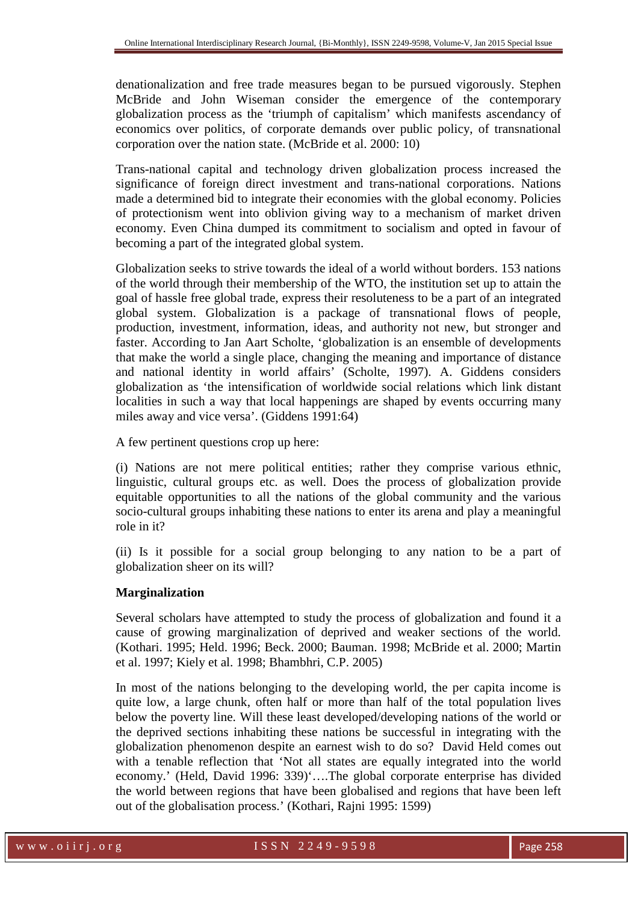denationalization and free trade measures began to be pursued vigorously. Stephen McBride and John Wiseman consider the emergence of the contemporary globalization process as the 'triumph of capitalism' which manifests ascendancy of economics over politics, of corporate demands over public policy, of transnational corporation over the nation state. (McBride et al. 2000: 10)

Trans-national capital and technology driven globalization process increased the significance of foreign direct investment and trans-national corporations. Nations made a determined bid to integrate their economies with the global economy. Policies of protectionism went into oblivion giving way to a mechanism of market driven economy. Even China dumped its commitment to socialism and opted in favour of becoming a part of the integrated global system.

Globalization seeks to strive towards the ideal of a world without borders. 153 nations of the world through their membership of the WTO, the institution set up to attain the goal of hassle free global trade, express their resoluteness to be a part of an integrated global system. Globalization is a package of transnational flows of people, production, investment, information, ideas, and authority not new, but stronger and faster. According to Jan Aart Scholte, 'globalization is an ensemble of developments that make the world a single place, changing the meaning and importance of distance and national identity in world affairs' (Scholte, 1997). A. Giddens considers globalization as 'the intensification of worldwide social relations which link distant localities in such a way that local happenings are shaped by events occurring many miles away and vice versa'. (Giddens 1991:64)

A few pertinent questions crop up here:

(i) Nations are not mere political entities; rather they comprise various ethnic, linguistic, cultural groups etc. as well. Does the process of globalization provide equitable opportunities to all the nations of the global community and the various socio-cultural groups inhabiting these nations to enter its arena and play a meaningful role in it?

(ii) Is it possible for a social group belonging to any nation to be a part of globalization sheer on its will?

**Marginalization**

Several scholars have attempted to study the process of globalization and found it a cause of growing marginalization of deprived and weaker sections of the world. (Kothari. 1995; Held. 1996; Beck. 2000; Bauman. 1998; McBride et al. 2000; Martin et al. 1997; Kiely et al. 1998; Bhambhri, C.P. 2005)

In most of the nations belonging to the developing world, the per capita income is quite low, a large chunk, often half or more than half of the total population lives below the poverty line. Will these least developed/developing nations of the world or the deprived sections inhabiting these nations be successful in integrating with the globalization phenomenon despite an earnest wish to do so? David Held comes out with a tenable reflection that 'Not all states are equally integrated into the world economy.' (Held, David 1996: 339)'….The global corporate enterprise has divided the world between regions that have been globalised and regions that have been left out of the globalisation process.' (Kothari, Rajni 1995: 1599)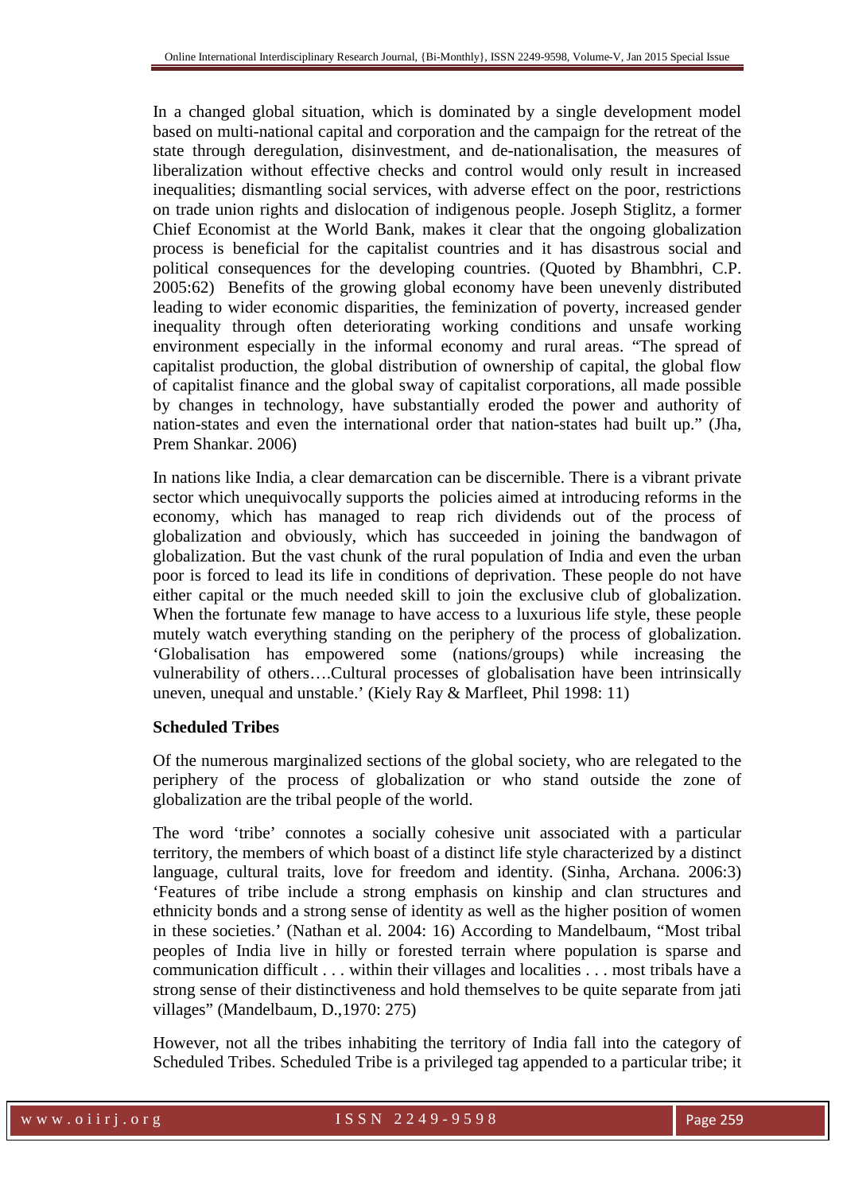In a changed global situation, which is dominated by a single development model based on multi-national capital and corporation and the campaign for the retreat of the state through deregulation, disinvestment, and de-nationalisation, the measures of liberalization without effective checks and control would only result in increased inequalities; dismantling social services, with adverse effect on the poor, restrictions on trade union rights and dislocation of indigenous people. Joseph Stiglitz, a former Chief Economist at the World Bank, makes it clear that the ongoing globalization process is beneficial for the capitalist countries and it has disastrous social and political consequences for the developing countries. (Quoted by Bhambhri, C.P. 2005:62) Benefits of the growing global economy have been unevenly distributed leading to wider economic disparities, the feminization of poverty, increased gender inequality through often deteriorating working conditions and unsafe working environment especially in the informal economy and rural areas. "The spread of capitalist production, the global distribution of ownership of capital, the global flow of capitalist finance and the global sway of capitalist corporations, all made possible by changes in technology, have substantially eroded the power and authority of nation-states and even the international order that nation-states had built up." (Jha, Prem Shankar. 2006)

In nations like India, a clear demarcation can be discernible. There is a vibrant private sector which unequivocally supports the policies aimed at introducing reforms in the economy, which has managed to reap rich dividends out of the process of globalization and obviously, which has succeeded in joining the bandwagon of globalization. But the vast chunk of the rural population of India and even the urban poor is forced to lead its life in conditions of deprivation. These people do not have either capital or the much needed skill to join the exclusive club of globalization. When the fortunate few manage to have access to a luxurious life style, these people mutely watch everything standing on the periphery of the process of globalization. 'Globalisation has empowered some (nations/groups) while increasing the vulnerability of others….Cultural processes of globalisation have been intrinsically uneven, unequal and unstable.' (Kiely Ray & Marfleet, Phil 1998: 11)

**Scheduled Tribes**

Of the numerous marginalized sections of the global society, who are relegated to the periphery of the process of globalization or who stand outside the zone of globalization are the tribal people of the world.

The word 'tribe' connotes a socially cohesive unit associated with a particular territory, the members of which boast of a distinct life style characterized by a distinct language, cultural traits, love for freedom and identity. (Sinha, Archana. 2006:3) 'Features of tribe include a strong emphasis on kinship and clan structures and ethnicity bonds and a strong sense of identity as well as the higher position of women in these societies.' (Nathan et al. 2004: 16) According to Mandelbaum, "Most tribal peoples of India live in hilly or forested terrain where population is sparse and communication difficult . . . within their villages and localities . . . most tribals have a strong sense of their distinctiveness and hold themselves to be quite separate from jati villages" (Mandelbaum, D.,1970: 275)

However, not all the tribes inhabiting the territory of India fall into the category of Scheduled Tribes. Scheduled Tribe is a privileged tag appended to a particular tribe; it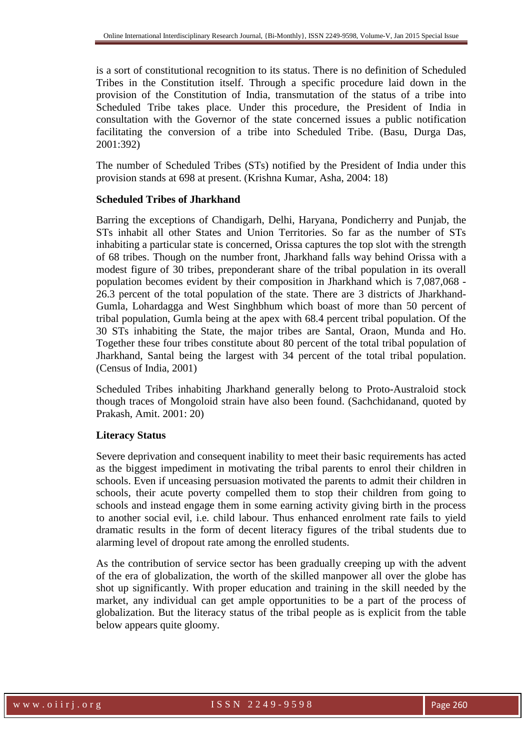is a sort of constitutional recognition to its status. There is no definition of Scheduled Tribes in the Constitution itself. Through a specific procedure laid down in the provision of the Constitution of India, transmutation of the status of a tribe into Scheduled Tribe takes place. Under this procedure, the President of India in consultation with the Governor of the state concerned issues a public notification facilitating the conversion of a tribe into Scheduled Tribe. (Basu, Durga Das, 2001:392)

The number of Scheduled Tribes (STs) notified by the President of India under this provision stands at 698 at present. (Krishna Kumar, Asha, 2004: 18)

### Scheduled Tribes of Jharkhand

Barring the exceptions of Chandigarh, Delhi, Haryana, Pondicherry and Punjab, the STs inhabit all other States and Union Territories. So far as the number of STs inhabiting a particular state is concerned, Orissa captures the top slot with the strength of 68 tribes. Though on the number front, Jharkhand falls way behind Orissa with a modest figure of 30 tribes, preponderant share of the tribal population in its overall population becomes evident by their composition in Jharkhand which is 7,087,068 - 26.3 percent of the total population of the state. There are 3 districts of Jharkhand- Gumla, Lohardagga and West Singhbhum which boast of more than 50 percent of tribal population, Gumla being at the apex with 68.4 percent tribal population. Of the 30 STs inhabiting the State, the major tribes are Santal, Oraon, Munda and Ho. Together these four tribes constitute about 80 percent of the total tribal population of Jharkhand, Santal being the largest with 34 percent of the total tribal population. (Census of India, 2001)

Scheduled Tribes inhabiting Jharkhand generally belong to Proto-Australoid stock though traces of Mongoloid strain have also been found. (Sachchidanand, quoted by Prakash, Amit. 2001: 20)

### Literacy Status

Severe deprivation and consequent inability to meet their basic requirements has acted as the biggest impediment in motivating the tribal parents to enrol their children in schools. Even if unceasing persuasion motivated the parents to admit their children in schools, their acute poverty compelled them to stop their children from going to schools and instead engage them in some earning activity giving birth in the process to another social evil, i.e. child labour. Thus enhanced enrolment rate fails to yield dramatic results in the form of decent literacy figures of the tribal students due to alarming level of dropout rate among the enrolled students.

As the contribution of service sector has been gradually creeping up with the advent of the era of globalization, the worth of the skilled manpower all over the globe has shot up significantly. With proper education and training in the skill needed by the market, any individual can get ample opportunities to be a part of the process of globalization. But the literacy status of the tribal people as is explicit from the table below appears quite gloomy.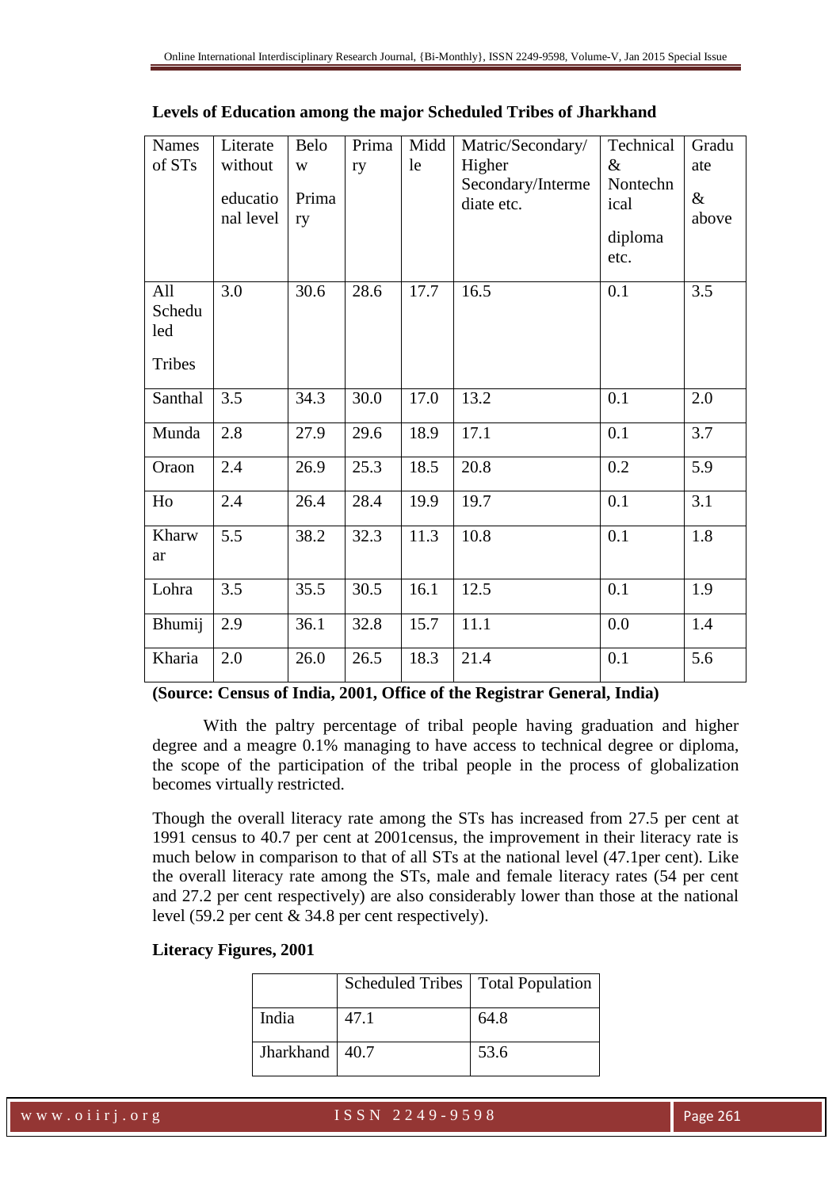**Levels of Education among the major Scheduled Tribes of Jharkhand**

| Names of STs | Literate without educational level | Below Primary | Primary | Middle | Matric/Secondary/ Higher Secondary/Intermediate etc. | Technical & Nontechnical diploma etc. | Graduate & above |
|---|---|---|---|---|---|---|---|
| All Scheduled Tribes | 3.0 | 30.6 | 28.6 | 17.7 | 16.5 | 0.1 | 3.5 |
| Santhal | 3.5 | 34.3 | 30.0 | 17.0 | 13.2 | 0.1 | 2.0 |
| Munda | 2.8 | 27.9 | 29.6 | 18.9 | 17.1 | 0.1 | 3.7 |
| Oraon | 2.4 | 26.9 | 25.3 | 18.5 | 20.8 | 0.2 | 5.9 |
| Ho | 2.4 | 26.4 | 28.4 | 19.9 | 19.7 | 0.1 | 3.1 |
| Kharwar | 5.5 | 38.2 | 32.3 | 11.3 | 10.8 | 0.1 | 1.8 |
| Lohra | 3.5 | 35.5 | 30.5 | 16.1 | 12.5 | 0.1 | 1.9 |
| Bhumij | 2.9 | 36.1 | 32.8 | 15.7 | 11.1 | 0.0 | 1.4 |
| Kharia | 2.0 | 26.0 | 26.5 | 18.3 | 21.4 | 0.1 | 5.6 |

**(Source: Census of India, 2001, Office of the Registrar General, India)**

With the paltry percentage of tribal people having graduation and higher degree and a meagre 0.1% managing to have access to technical degree or diploma, the scope of the participation of the tribal people in the process of globalization becomes virtually restricted.

Though the overall literacy rate among the STs has increased from 27.5 per cent at 1991 census to 40.7 per cent at 2001census, the improvement in their literacy rate is much below in comparison to that of all STs at the national level (47.1per cent). Like the overall literacy rate among the STs, male and female literacy rates (54 per cent and 27.2 per cent respectively) are also considerably lower than those at the national level (59.2 per cent & 34.8 per cent respectively).

**Literacy Figures, 2001**

| | Scheduled Tribes | Total Population |
|---|---|---|
| India | 47.1 | 64.8 |
| Jharkhand | 40.7 | 53.6 |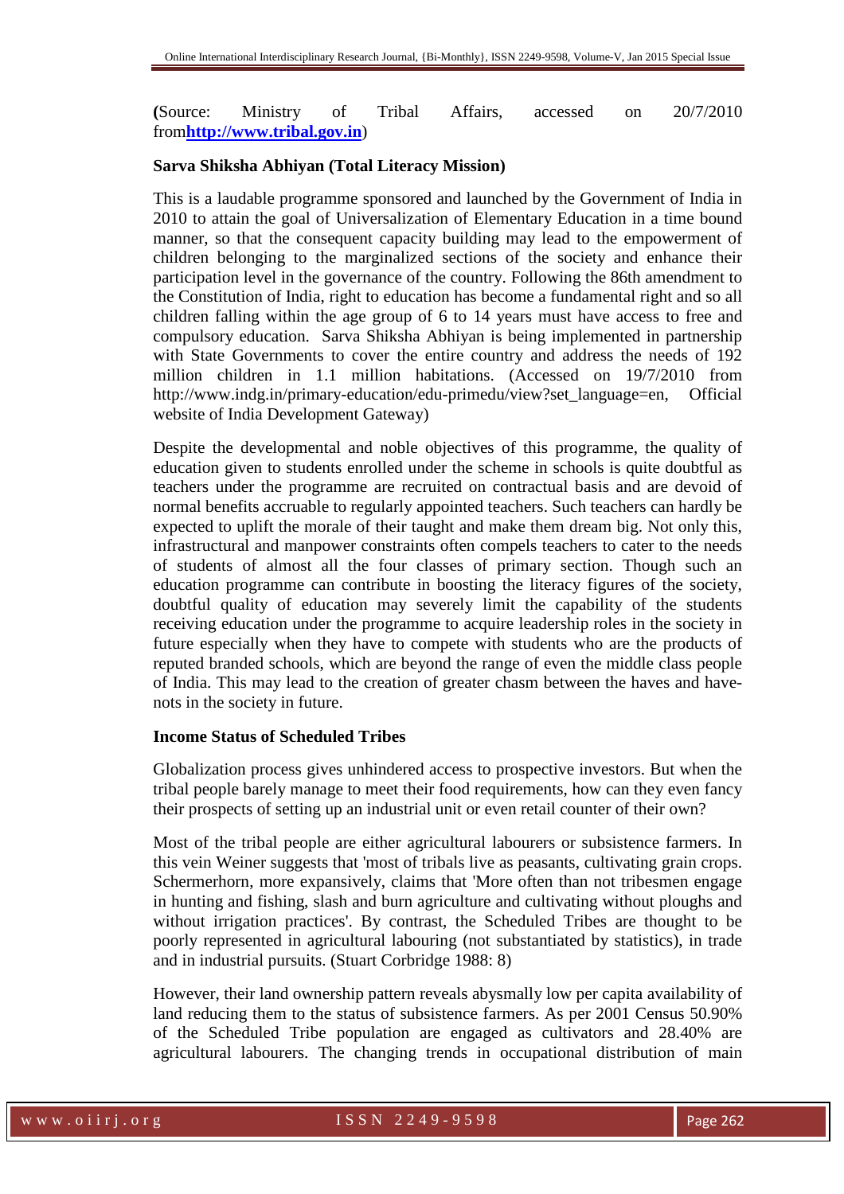**(**Source: Ministry of Tribal Affairs, accessed on 20/7/2010 from**http://www.tribal.gov.in**)

**Sarva Shiksha Abhiyan (Total Literacy Mission)**

This is a laudable programme sponsored and launched by the Government of India in 2010 to attain the goal of Universalization of Elementary Education in a time bound manner, so that the consequent capacity building may lead to the empowerment of children belonging to the marginalized sections of the society and enhance their participation level in the governance of the country. Following the 86th amendment to the Constitution of India, right to education has become a fundamental right and so all children falling within the age group of 6 to 14 years must have access to free and compulsory education. Sarva Shiksha Abhiyan is being implemented in partnership with State Governments to cover the entire country and address the needs of 192 million children in 1.1 million habitations. (Accessed on 19/7/2010 from http://www.indg.in/primary-education/edu-primedu/view?set_language=en, Official website of India Development Gateway)

Despite the developmental and noble objectives of this programme, the quality of education given to students enrolled under the scheme in schools is quite doubtful as teachers under the programme are recruited on contractual basis and are devoid of normal benefits accruable to regularly appointed teachers. Such teachers can hardly be expected to uplift the morale of their taught and make them dream big. Not only this, infrastructural and manpower constraints often compels teachers to cater to the needs of students of almost all the four classes of primary section. Though such an education programme can contribute in boosting the literacy figures of the society, doubtful quality of education may severely limit the capability of the students receiving education under the programme to acquire leadership roles in the society in future especially when they have to compete with students who are the products of reputed branded schools, which are beyond the range of even the middle class people of India. This may lead to the creation of greater chasm between the haves and have-nots in the society in future.

**Income Status of Scheduled Tribes**

Globalization process gives unhindered access to prospective investors. But when the tribal people barely manage to meet their food requirements, how can they even fancy their prospects of setting up an industrial unit or even retail counter of their own?

Most of the tribal people are either agricultural labourers or subsistence farmers. In this vein Weiner suggests that 'most of tribals live as peasants, cultivating grain crops. Schermerhorn, more expansively, claims that 'More often than not tribesmen engage in hunting and fishing, slash and burn agriculture and cultivating without ploughs and without irrigation practices'. By contrast, the Scheduled Tribes are thought to be poorly represented in agricultural labouring (not substantiated by statistics), in trade and in industrial pursuits. (Stuart Corbridge 1988: 8)

However, their land ownership pattern reveals abysmally low per capita availability of land reducing them to the status of subsistence farmers. As per 2001 Census 50.90% of the Scheduled Tribe population are engaged as cultivators and 28.40% are agricultural labourers. The changing trends in occupational distribution of main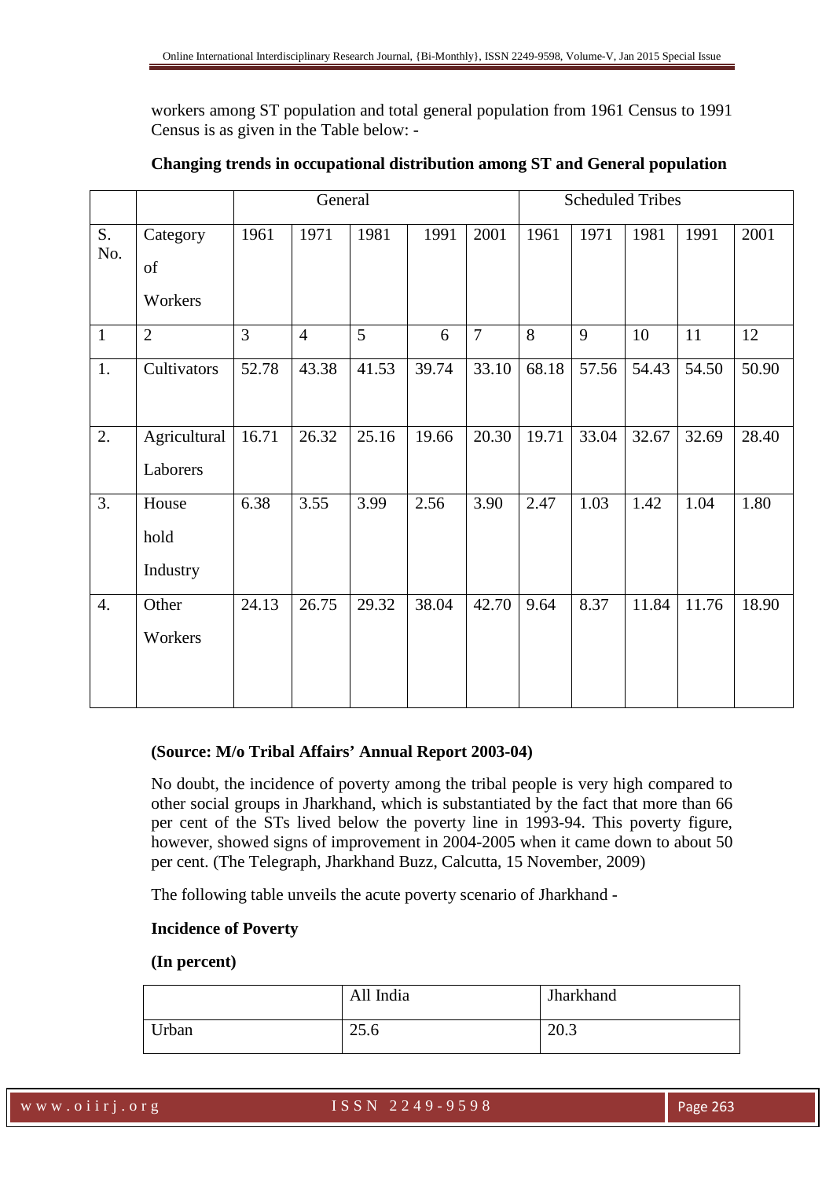workers among ST population and total general population from 1961 Census to 1991 Census is as given in the Table below: -

**Changing trends in occupational distribution among ST and General population**

| | | General | | | | | Scheduled Tribes | | | | |
|---|---|---|---|---|---|---|---|---|---|---|---|
| S. No. | Category of Workers | 1961 | 1971 | 1981 | 1991 | 2001 | 1961 | 1971 | 1981 | 1991 | 2001 |
| 1 | 2 | 3 | 4 | 5 | 6 | 7 | 8 | 9 | 10 | 11 | 12 |
| 1. | Cultivators | 52.78 | 43.38 | 41.53 | 39.74 | 33.10 | 68.18 | 57.56 | 54.43 | 54.50 | 50.90 |
| 2. | Agricultural Laborers | 16.71 | 26.32 | 25.16 | 19.66 | 20.30 | 19.71 | 33.04 | 32.67 | 32.69 | 28.40 |
| 3. | House hold Industry | 6.38 | 3.55 | 3.99 | 2.56 | 3.90 | 2.47 | 1.03 | 1.42 | 1.04 | 1.80 |
| 4. | Other Workers | 24.13 | 26.75 | 29.32 | 38.04 | 42.70 | 9.64 | 8.37 | 11.84 | 11.76 | 18.90 |

**(Source: M/o Tribal Affairs' Annual Report 2003-04)**

No doubt, the incidence of poverty among the tribal people is very high compared to other social groups in Jharkhand, which is substantiated by the fact that more than 66 per cent of the STs lived below the poverty line in 1993-94. This poverty figure, however, showed signs of improvement in 2004-2005 when it came down to about 50 per cent. (The Telegraph, Jharkhand Buzz, Calcutta, 15 November, 2009)

The following table unveils the acute poverty scenario of Jharkhand -

**Incidence of Poverty**

**(In percent)**

| | All India | Jharkhand |
|---|---|---|
| Urban | 25.6 | 20.3 |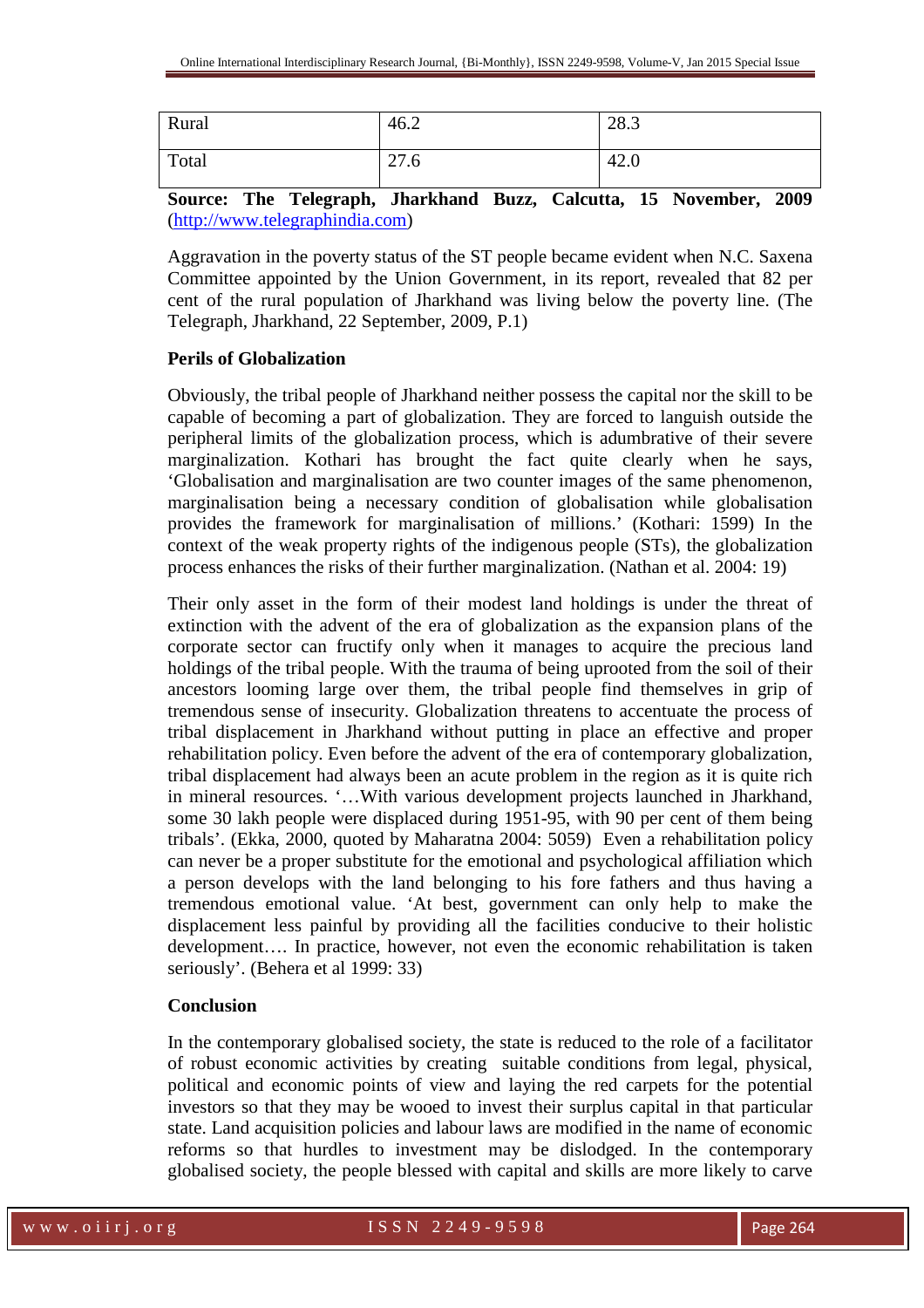| Rural | 46.2 | 28.3 |
| --- | --- | --- |
| Total | 27.6 | 42.0 |

**Source: The Telegraph, Jharkhand Buzz, Calcutta, 15 November, 2009** (http://www.telegraphindia.com)

Aggravation in the poverty status of the ST people became evident when N.C. Saxena Committee appointed by the Union Government, in its report, revealed that 82 per cent of the rural population of Jharkhand was living below the poverty line. (The Telegraph, Jharkhand, 22 September, 2009, P.1)

**Perils of Globalization**

Obviously, the tribal people of Jharkhand neither possess the capital nor the skill to be capable of becoming a part of globalization. They are forced to languish outside the peripheral limits of the globalization process, which is adumbrative of their severe marginalization. Kothari has brought the fact quite clearly when he says, 'Globalisation and marginalisation are two counter images of the same phenomenon, marginalisation being a necessary condition of globalisation while globalisation provides the framework for marginalisation of millions.' (Kothari: 1599) In the context of the weak property rights of the indigenous people (STs), the globalization process enhances the risks of their further marginalization. (Nathan et al. 2004: 19)

Their only asset in the form of their modest land holdings is under the threat of extinction with the advent of the era of globalization as the expansion plans of the corporate sector can fructify only when it manages to acquire the precious land holdings of the tribal people. With the trauma of being uprooted from the soil of their ancestors looming large over them, the tribal people find themselves in grip of tremendous sense of insecurity. Globalization threatens to accentuate the process of tribal displacement in Jharkhand without putting in place an effective and proper rehabilitation policy. Even before the advent of the era of contemporary globalization, tribal displacement had always been an acute problem in the region as it is quite rich in mineral resources. '…With various development projects launched in Jharkhand, some 30 lakh people were displaced during 1951-95, with 90 per cent of them being tribals'. (Ekka, 2000, quoted by Maharatna 2004: 5059) Even a rehabilitation policy can never be a proper substitute for the emotional and psychological affiliation which a person develops with the land belonging to his fore fathers and thus having a tremendous emotional value. 'At best, government can only help to make the displacement less painful by providing all the facilities conducive to their holistic development…. In practice, however, not even the economic rehabilitation is taken seriously'. (Behera et al 1999: 33)

**Conclusion**

In the contemporary globalised society, the state is reduced to the role of a facilitator of robust economic activities by creating suitable conditions from legal, physical, political and economic points of view and laying the red carpets for the potential investors so that they may be wooed to invest their surplus capital in that particular state. Land acquisition policies and labour laws are modified in the name of economic reforms so that hurdles to investment may be dislodged. In the contemporary globalised society, the people blessed with capital and skills are more likely to carve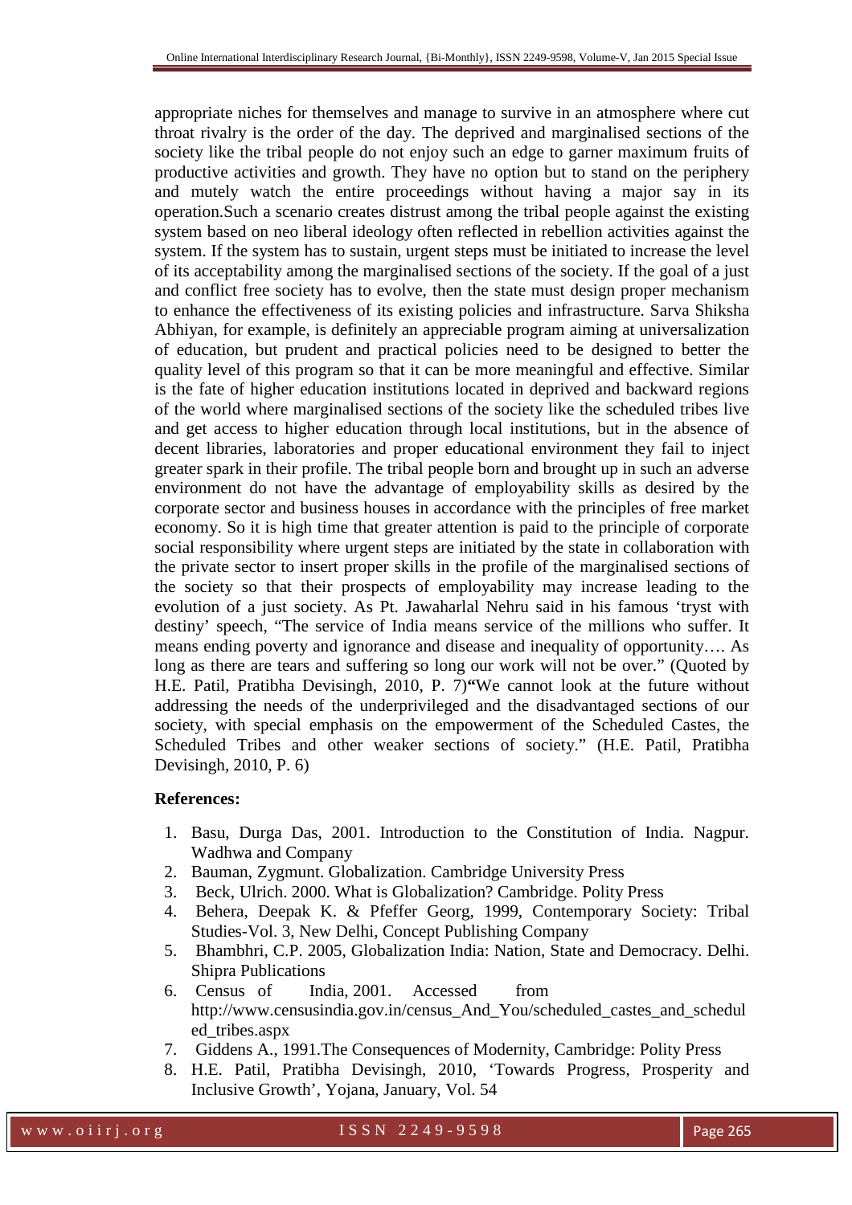appropriate niches for themselves and manage to survive in an atmosphere where cut throat rivalry is the order of the day. The deprived and marginalised sections of the society like the tribal people do not enjoy such an edge to garner maximum fruits of productive activities and growth. They have no option but to stand on the periphery and mutely watch the entire proceedings without having a major say in its operation.Such a scenario creates distrust among the tribal people against the existing system based on neo liberal ideology often reflected in rebellion activities against the system. If the system has to sustain, urgent steps must be initiated to increase the level of its acceptability among the marginalised sections of the society. If the goal of a just and conflict free society has to evolve, then the state must design proper mechanism to enhance the effectiveness of its existing policies and infrastructure. Sarva Shiksha Abhiyan, for example, is definitely an appreciable program aiming at universalization of education, but prudent and practical policies need to be designed to better the quality level of this program so that it can be more meaningful and effective. Similar is the fate of higher education institutions located in deprived and backward regions of the world where marginalised sections of the society like the scheduled tribes live and get access to higher education through local institutions, but in the absence of decent libraries, laboratories and proper educational environment they fail to inject greater spark in their profile. The tribal people born and brought up in such an adverse environment do not have the advantage of employability skills as desired by the corporate sector and business houses in accordance with the principles of free market economy. So it is high time that greater attention is paid to the principle of corporate social responsibility where urgent steps are initiated by the state in collaboration with the private sector to insert proper skills in the profile of the marginalised sections of the society so that their prospects of employability may increase leading to the evolution of a just society. As Pt. Jawaharlal Nehru said in his famous 'tryst with destiny' speech, "The service of India means service of the millions who suffer. It means ending poverty and ignorance and disease and inequality of opportunity…. As long as there are tears and suffering so long our work will not be over." (Quoted by H.E. Patil, Pratibha Devisingh, 2010, P. 7)**"**We cannot look at the future without addressing the needs of the underprivileged and the disadvantaged sections of our society, with special emphasis on the empowerment of the Scheduled Castes, the Scheduled Tribes and other weaker sections of society." (H.E. Patil, Pratibha Devisingh, 2010, P. 6)

**References:**

1. Basu, Durga Das, 2001. Introduction to the Constitution of India. Nagpur. Wadhwa and Company
2. Bauman, Zygmunt. Globalization. Cambridge University Press
3. Beck, Ulrich. 2000. What is Globalization? Cambridge. Polity Press
4. Behera, Deepak K. & Pfeffer Georg, 1999, Contemporary Society: Tribal Studies-Vol. 3, New Delhi, Concept Publishing Company
5. Bhambhri, C.P. 2005, Globalization India: Nation, State and Democracy. Delhi. Shipra Publications
6. Census of India, 2001. Accessed from http://www.censusindia.gov.in/census_And_You/scheduled_castes_and_scheduled_tribes.aspx
7. Giddens A., 1991.The Consequences of Modernity, Cambridge: Polity Press
8. H.E. Patil, Pratibha Devisingh, 2010, 'Towards Progress, Prosperity and Inclusive Growth', Yojana, January, Vol. 54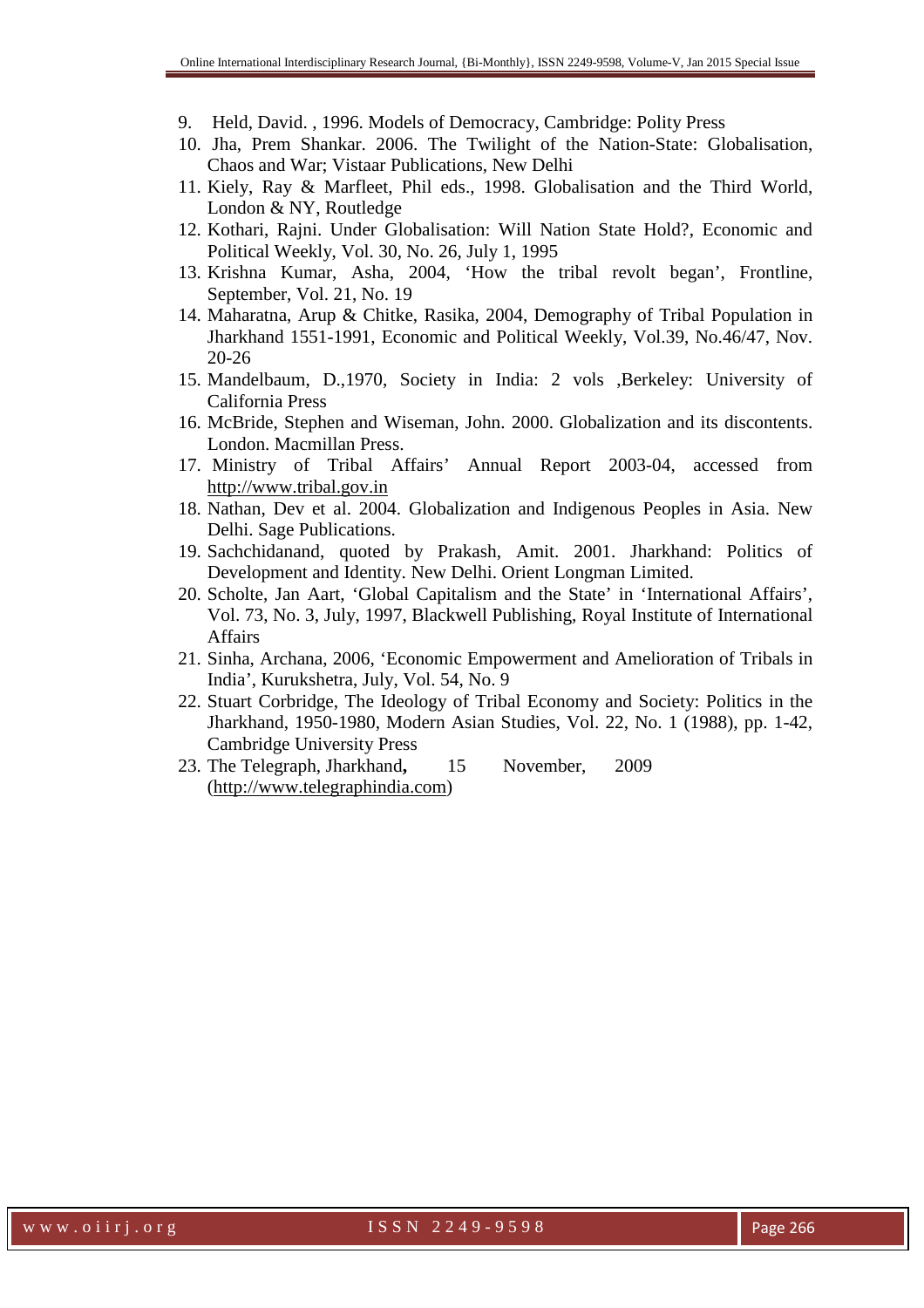9. Held, David. , 1996. Models of Democracy, Cambridge: Polity Press
10. Jha, Prem Shankar. 2006. The Twilight of the Nation-State: Globalisation, Chaos and War; Vistaar Publications, New Delhi
11. Kiely, Ray & Marfleet, Phil eds., 1998. Globalisation and the Third World, London & NY, Routledge
12. Kothari, Rajni. Under Globalisation: Will Nation State Hold?, Economic and Political Weekly, Vol. 30, No. 26, July 1, 1995
13. Krishna Kumar, Asha, 2004, 'How the tribal revolt began', Frontline, September, Vol. 21, No. 19
14. Maharatna, Arup & Chitke, Rasika, 2004, Demography of Tribal Population in Jharkhand 1551-1991, Economic and Political Weekly, Vol.39, No.46/47, Nov. 20-26
15. Mandelbaum, D.,1970, Society in India: 2 vols ,Berkeley: University of California Press
16. McBride, Stephen and Wiseman, John. 2000. Globalization and its discontents. London. Macmillan Press.
17. Ministry of Tribal Affairs' Annual Report 2003-04, accessed from http://www.tribal.gov.in
18. Nathan, Dev et al. 2004. Globalization and Indigenous Peoples in Asia. New Delhi. Sage Publications.
19. Sachchidanand, quoted by Prakash, Amit. 2001. Jharkhand: Politics of Development and Identity. New Delhi. Orient Longman Limited.
20. Scholte, Jan Aart, 'Global Capitalism and the State' in 'International Affairs', Vol. 73, No. 3, July, 1997, Blackwell Publishing, Royal Institute of International Affairs
21. Sinha, Archana, 2006, 'Economic Empowerment and Amelioration of Tribals in India', Kurukshetra, July, Vol. 54, No. 9
22. Stuart Corbridge, The Ideology of Tribal Economy and Society: Politics in the Jharkhand, 1950-1980, Modern Asian Studies, Vol. 22, No. 1 (1988), pp. 1-42, Cambridge University Press
23. The Telegraph, Jharkhand**,** 15 November, 2009 (http://www.telegraphindia.com)